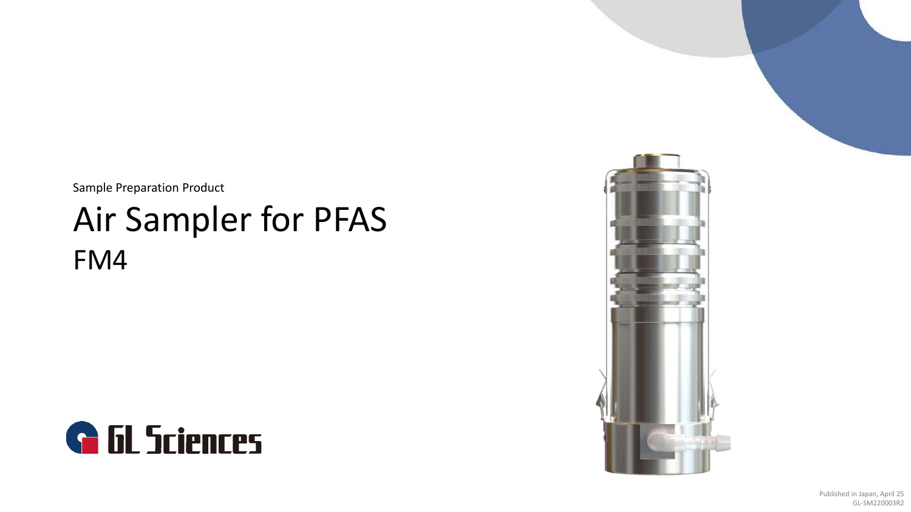Sample Preparation Product

# Air Sampler for PFAS

## FM4

GL Sciences

Published in Japan, April 25
GL-SM220003R2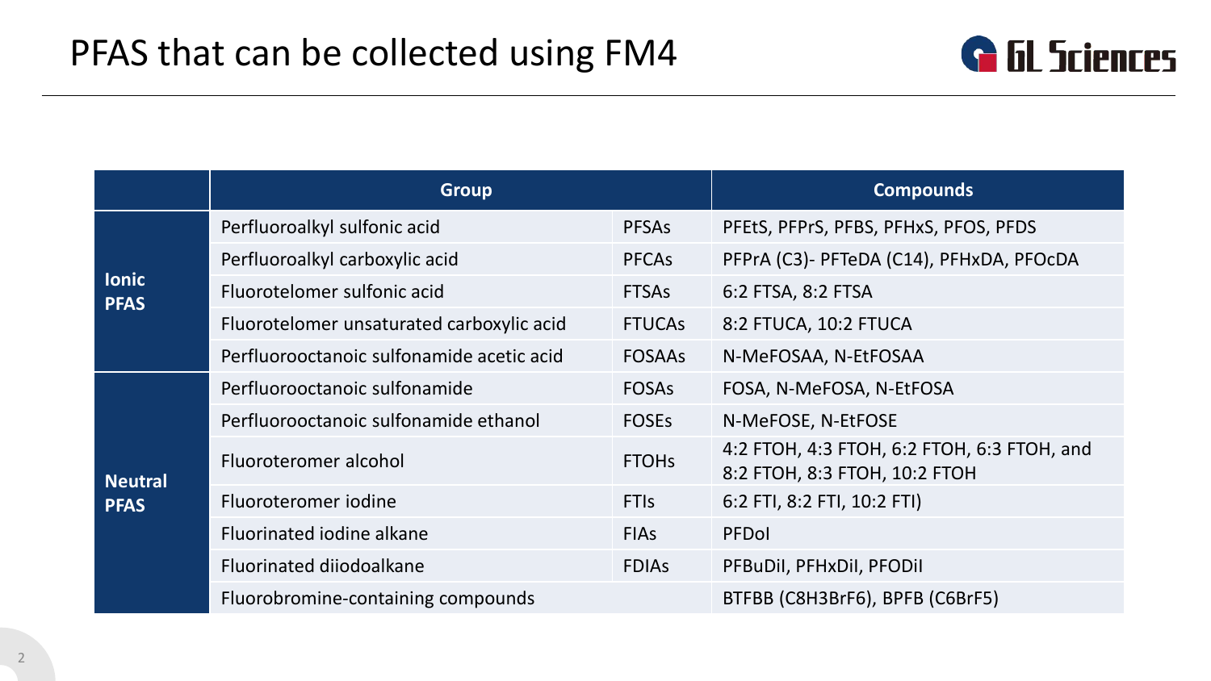# PFAS that can be collected using FM4

| | Group | | Compounds |
|---|---|---|---|
| **Ionic PFAS** | Perfluoroalkyl sulfonic acid | PFSAs | PFEtS, PFPrS, PFBS, PFHxS, PFOS, PFDS |
| | Perfluoroalkyl carboxylic acid | PFCAs | PFPrA (C3)- PFTeDA (C14), PFHxDA, PFOcDA |
| | Fluorotelomer sulfonic acid | FTSAs | 6:2 FTSA, 8:2 FTSA |
| | Fluorotelomer unsaturated carboxylic acid | FTUCAs | 8:2 FTUCA, 10:2 FTUCA |
| | Perfluorooctanoic sulfonamide acetic acid | FOSAAs | N-MeFOSAA, N-EtFOSAA |
| **Neutral PFAS** | Perfluorooctanoic sulfonamide | FOSAs | FOSA, N-MeFOSA, N-EtFOSA |
| | Perfluorooctanoic sulfonamide ethanol | FOSEs | N-MeFOSE, N-EtFOSE |
| | Fluoroteromer alcohol | FTOHs | 4:2 FTOH, 4:3 FTOH, 6:2 FTOH, 6:3 FTOH, and 8:2 FTOH, 8:3 FTOH, 10:2 FTOH |
| | Fluoroteromer iodine | FTIs | 6:2 FTI, 8:2 FTI, 10:2 FTI) |
| | Fluorinated iodine alkane | FIAs | PFDoI |
| | Fluorinated diiodoalkane | FDIAs | PFBuDiI, PFHxDiI, PFODiI |
| | Fluorobromine-containing compounds | | BTFBB ($C_8H_3BrF_6$), BPFB ($C_6BrF_5$) |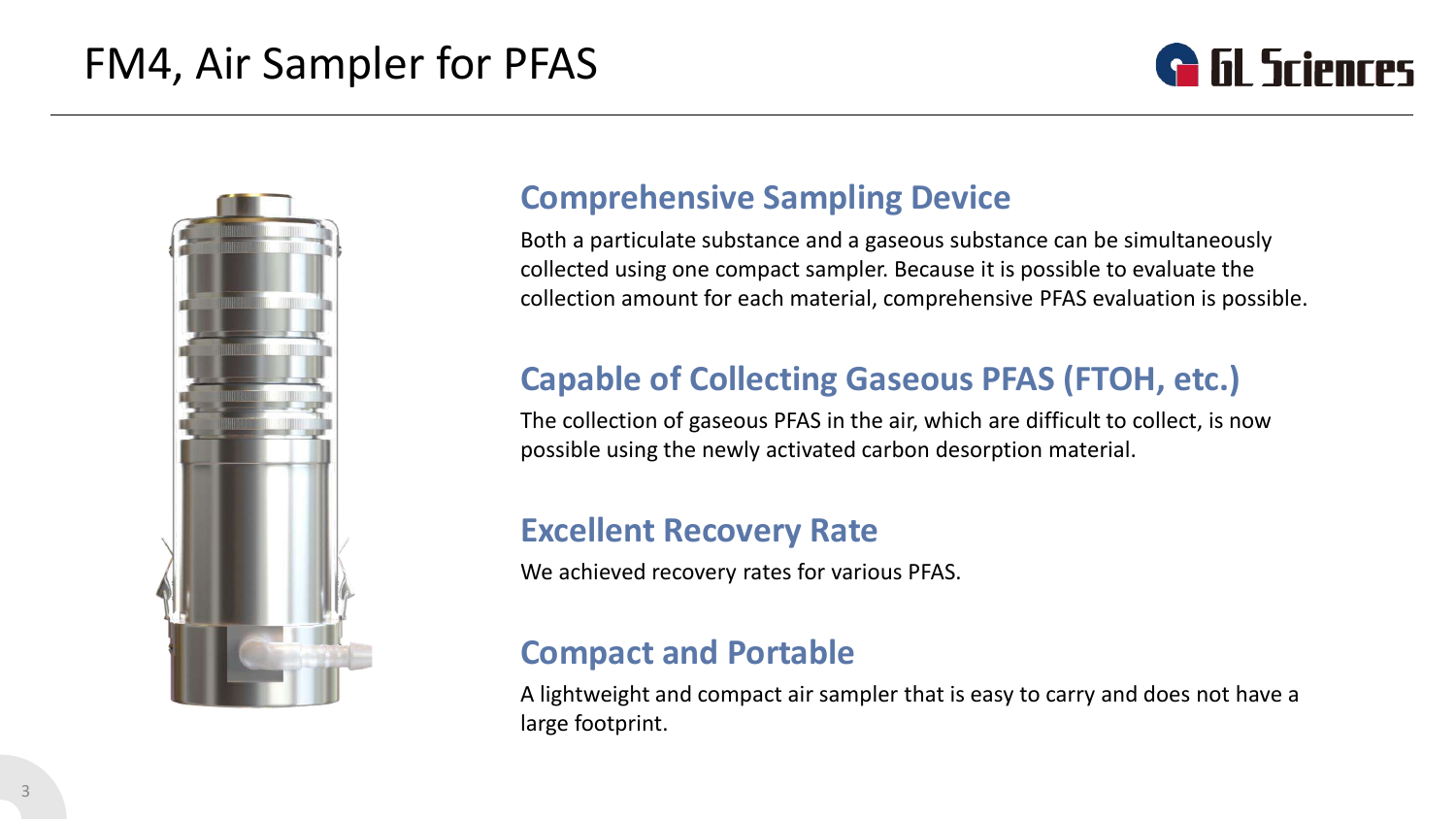# FM4, Air Sampler for PFAS

## Comprehensive Sampling Device

Both a particulate substance and a gaseous substance can be simultaneously collected using one compact sampler. Because it is possible to evaluate the collection amount for each material, comprehensive PFAS evaluation is possible.

## Capable of Collecting Gaseous PFAS (FTOH, etc.)

The collection of gaseous PFAS in the air, which are difficult to collect, is now possible using the newly activated carbon desorption material.

## Excellent Recovery Rate

We achieved recovery rates for various PFAS.

## Compact and Portable

A lightweight and compact air sampler that is easy to carry and does not have a large footprint.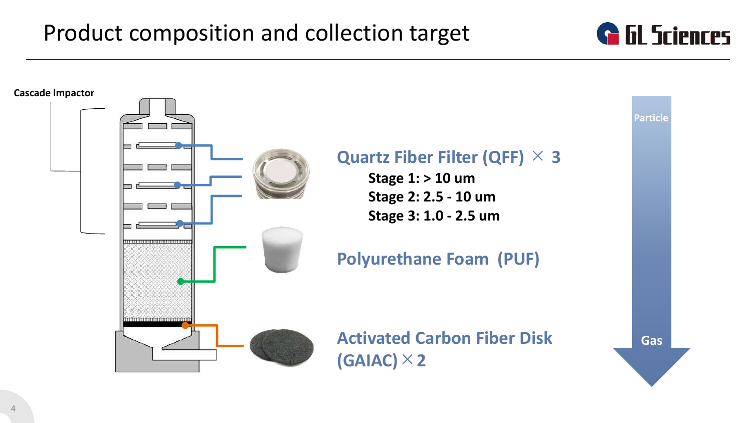# Product composition and collection target

**Cascade Impactor**

**Quartz Fiber Filter (QFF) × 3**

- **Stage 1: > 10 um**
- **Stage 2: 2.5 - 10 um**
- **Stage 3: 1.0 - 2.5 um**

**Polyurethane Foam (PUF)**

**Activated Carbon Fiber Disk (GAIAC) × 2**

Particle → Gas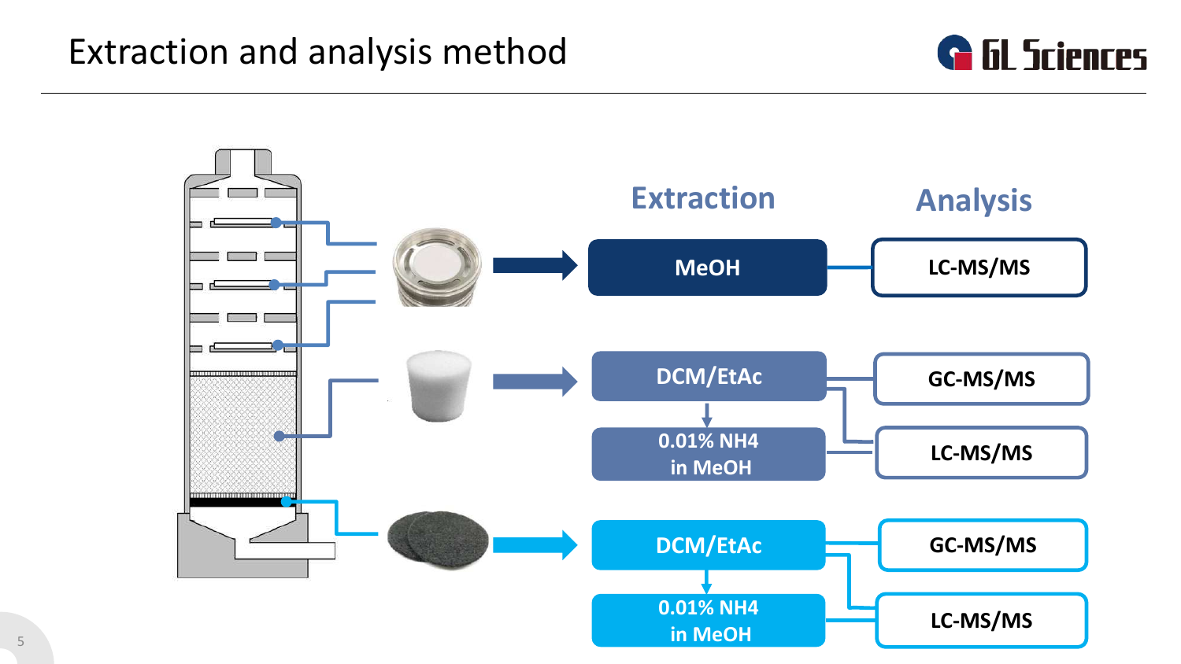# Extraction and analysis method

| Sampler part | Extraction | Analysis |
|---|---|---|
| Filters (upper stages) | MeOH | LC-MS/MS |
| Foam plug | DCM/EtAc | GC-MS/MS |
| | ↓ 0.01% NH4 in MeOH | LC-MS/MS |
| Bottom filter (carbon) | DCM/EtAc | GC-MS/MS |
| | ↓ 0.01% NH4 in MeOH | LC-MS/MS |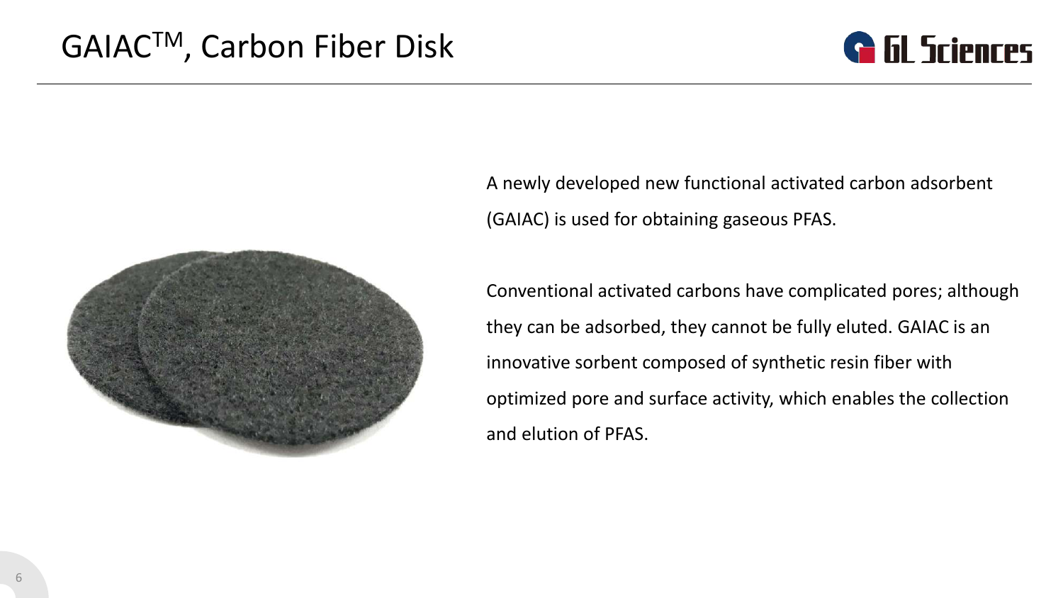# GAIAC$^{TM}$, Carbon Fiber Disk

A newly developed new functional activated carbon adsorbent (GAIAC) is used for obtaining gaseous PFAS.

Conventional activated carbons have complicated pores; although they can be adsorbed, they cannot be fully eluted. GAIAC is an innovative sorbent composed of synthetic resin fiber with optimized pore and surface activity, which enables the collection and elution of PFAS.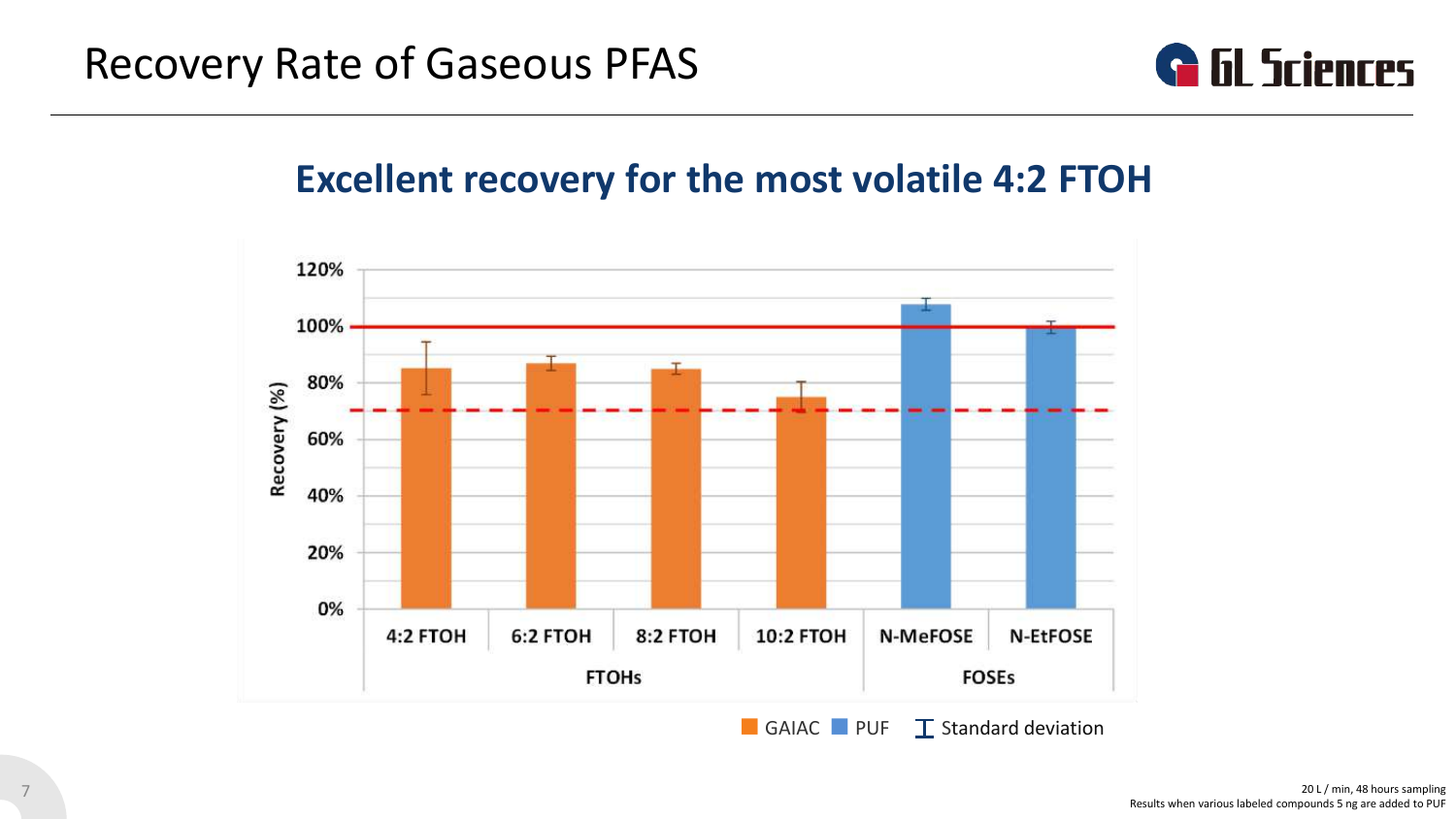# Recovery Rate of Gaseous PFAS

## Excellent recovery for the most volatile 4:2 FTOH

Recovery (%)

120%
100%
80%
60%
40%
20%
0%

4:2 FTOH | 6:2 FTOH | 8:2 FTOH | 10:2 FTOH | N-MeFOSE | N-EtFOSE

FTOHs | FOSEs

GAIAC | PUF | Standard deviation

20 L / min, 48 hours sampling
Results when various labeled compounds 5 ng are added to PUF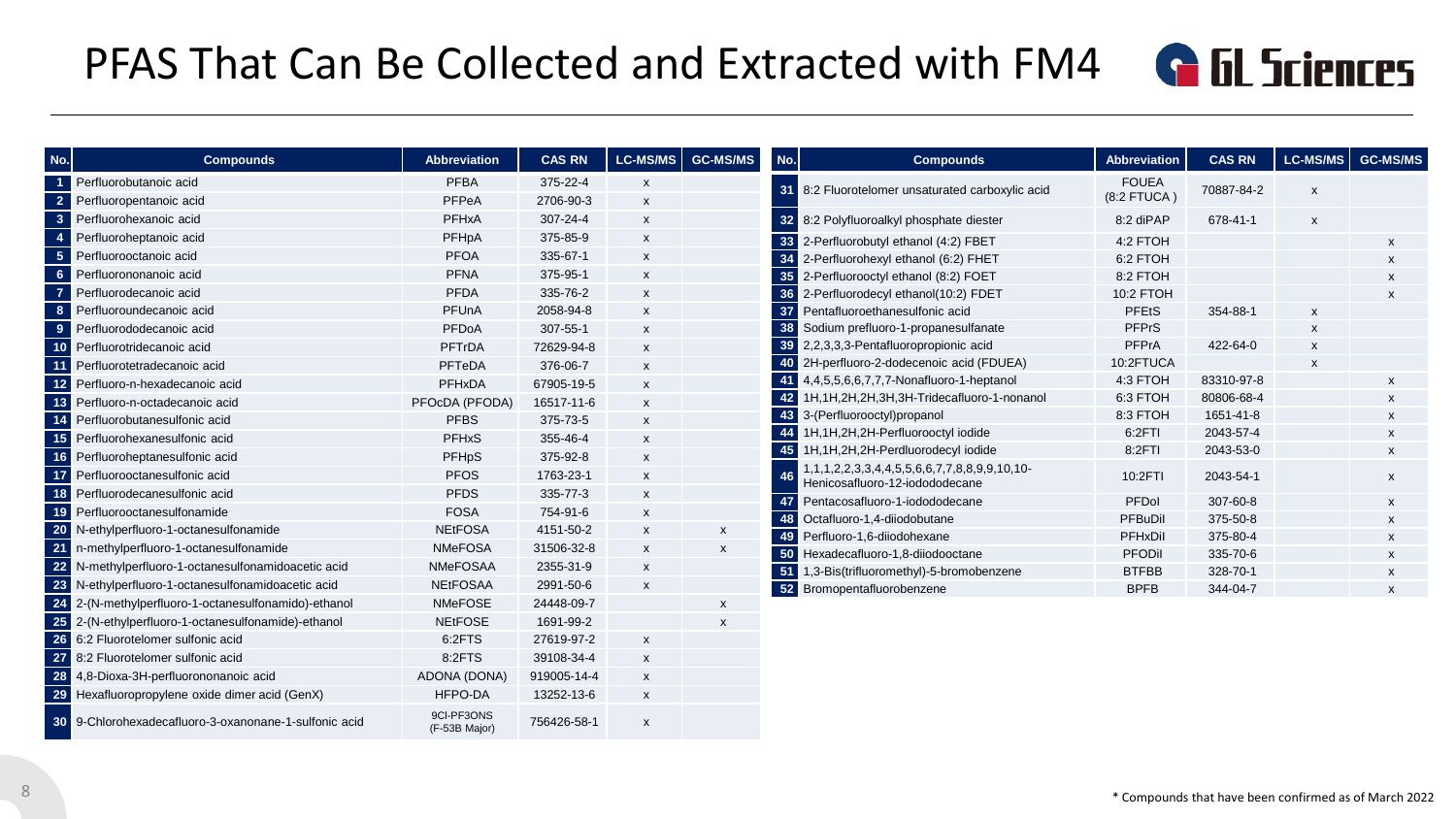# PFAS That Can Be Collected and Extracted with FM4

GL Sciences

| No. | Compounds | Abbreviation | CAS RN | LC-MS/MS | GC-MS/MS |
|---|---|---|---|---|---|
| 1 | Perfluorobutanoic acid | PFBA | 375-22-4 | x | |
| 2 | Perfluoropentanoic acid | PFPeA | 2706-90-3 | x | |
| 3 | Perfluorohexanoic acid | PFHxA | 307-24-4 | x | |
| 4 | Perfluoroheptanoic acid | PFHpA | 375-85-9 | x | |
| 5 | Perfluorooctanoic acid | PFOA | 335-67-1 | x | |
| 6 | Perfluorononanoic acid | PFNA | 375-95-1 | x | |
| 7 | Perfluorodecanoic acid | PFDA | 335-76-2 | x | |
| 8 | Perfluoroundecanoic acid | PFUnA | 2058-94-8 | x | |
| 9 | Perfluorododecanoic acid | PFDoA | 307-55-1 | x | |
| 10 | Perfluorotridecanoic acid | PFTrDA | 72629-94-8 | x | |
| 11 | Perfluorotetradecanoic acid | PFTeDA | 376-06-7 | x | |
| 12 | Perfluoro-n-hexadecanoic acid | PFHxDA | 67905-19-5 | x | |
| 13 | Perfluoro-n-octadecanoic acid | PFOcDA (PFODA) | 16517-11-6 | x | |
| 14 | Perfluorobutanesulfonic acid | PFBS | 375-73-5 | x | |
| 15 | Perfluorohexanesulfonic acid | PFHxS | 355-46-4 | x | |
| 16 | Perfluoroheptanesulfonic acid | PFHpS | 375-92-8 | x | |
| 17 | Perfluorooctanesulfonic acid | PFOS | 1763-23-1 | x | |
| 18 | Perfluorodecanesulfonic acid | PFDS | 335-77-3 | x | |
| 19 | Perfluorooctanesulfonamide | FOSA | 754-91-6 | x | |
| 20 | N-ethylperfluoro-1-octanesulfonamide | NEtFOSA | 4151-50-2 | x | x |
| 21 | n-methylperfluoro-1-octanesulfonamide | NMeFOSA | 31506-32-8 | x | x |
| 22 | N-methylperfluoro-1-octanesulfonamidoacetic acid | NMeFOSAA | 2355-31-9 | x | |
| 23 | N-ethylperfluoro-1-octanesulfonamidoacetic acid | NEtFOSAA | 2991-50-6 | x | |
| 24 | 2-(N-methylperfluoro-1-octanesulfonamido)-ethanol | NMeFOSE | 24448-09-7 | | x |
| 25 | 2-(N-ethylperfluoro-1-octanesulfonamide)-ethanol | NEtFOSE | 1691-99-2 | | x |
| 26 | 6:2 Fluorotelomer sulfonic acid | 6:2FTS | 27619-97-2 | x | |
| 27 | 8:2 Fluorotelomer sulfonic acid | 8:2FTS | 39108-34-4 | x | |
| 28 | 4,8-Dioxa-3H-perfluorononanoic acid | ADONA (DONA) | 919005-14-4 | x | |
| 29 | Hexafluoropropylene oxide dimer acid (GenX) | HFPO-DA | 13252-13-6 | x | |
| 30 | 9-Chlorohexadecafluoro-3-oxanonane-1-sulfonic acid | 9Cl-PF3ONS (F-53B Major) | 756426-58-1 | x | |
| 31 | 8:2 Fluorotelomer unsaturated carboxylic acid | FOUEA (8:2 FTUCA ) | 70887-84-2 | x | |
| 32 | 8:2 Polyfluoroalkyl phosphate diester | 8:2 diPAP | 678-41-1 | x | |
| 33 | 2-Perfluorobutyl ethanol (4:2) FBET | 4:2 FTOH | | | x |
| 34 | 2-Perfluorohexyl ethanol (6:2) FHET | 6:2 FTOH | | | x |
| 35 | 2-Perfluorooctyl ethanol (8:2) FOET | 8:2 FTOH | | | x |
| 36 | 2-Perfluorodecyl ethanol(10:2) FDET | 10:2 FTOH | | | x |
| 37 | Pentafluoroethanesulfonic acid | PFEtS | 354-88-1 | x | |
| 38 | Sodium prefluoro-1-propanesulfanate | PFPrS | | x | |
| 39 | 2,2,3,3,3-Pentafluoropropionic acid | PFPrA | 422-64-0 | x | |
| 40 | 2H-perfluoro-2-dodecenoic acid (FDUEA) | 10:2FTUCA | | x | |
| 41 | 4,4,5,5,6,6,7,7,7-Nonafluoro-1-heptanol | 4:3 FTOH | 83310-97-8 | | x |
| 42 | 1H,1H,2H,2H,3H,3H-Tridecafluoro-1-nonanol | 6:3 FTOH | 80806-68-4 | | x |
| 43 | 3-(Perfluorooctyl)propanol | 8:3 FTOH | 1651-41-8 | | x |
| 44 | 1H,1H,2H,2H-Perfluorooctyl iodide | 6:2FTI | 2043-57-4 | | x |
| 45 | 1H,1H,2H,2H-Perdluorodecyl iodide | 8:2FTI | 2043-53-0 | | x |
| 46 | 1,1,1,2,2,3,3,4,4,5,5,6,6,7,7,8,8,9,9,10,10-Henicosafluoro-12-iodododecane | 10:2FTI | 2043-54-1 | | x |
| 47 | Pentacosafluoro-1-iodododecane | PFDoI | 307-60-8 | | x |
| 48 | Octafluoro-1,4-diiodobutane | PFBuDiI | 375-50-8 | | x |
| 49 | Perfluoro-1,6-diiodohexane | PFHxDiI | 375-80-4 | | x |
| 50 | Hexadecafluoro-1,8-diiodooctane | PFODiI | 335-70-6 | | x |
| 51 | 1,3-Bis(trifluoromethyl)-5-bromobenzene | BTFBB | 328-70-1 | | x |
| 52 | Bromopentafluorobenzene | BPFB | 344-04-7 | | x |

\* Compounds that have been confirmed as of March 2022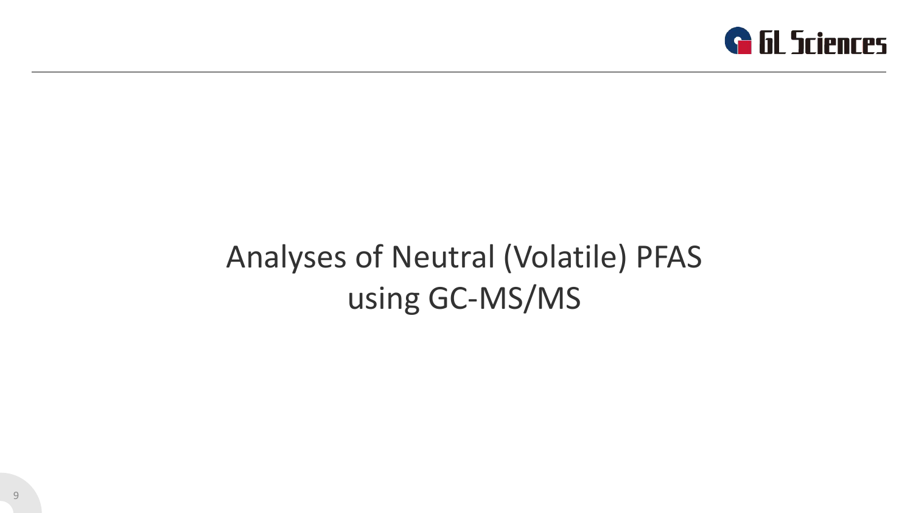# Analyses of Neutral (Volatile) PFAS using GC-MS/MS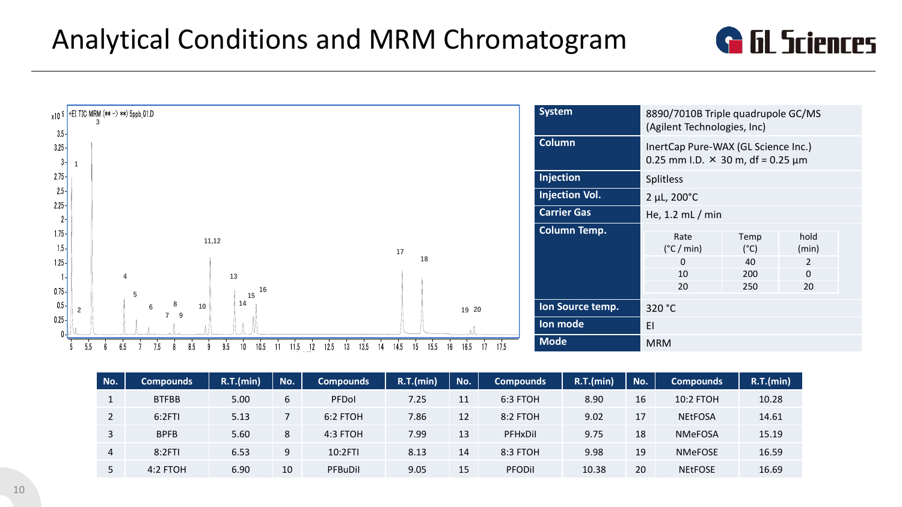# Analytical Conditions and MRM Chromatogram

| System | 8890/7010B Triple quadrupole GC/MS (Agilent Technologies, Inc) |
|---|---|
| Column | InertCap Pure-WAX (GL Science Inc.) 0.25 mm I.D. × 30 m, df = 0.25 µm |
| Injection | Splitless |
| Injection Vol. | 2 µL, 200°C |
| Carrier Gas | He, 1.2 mL / min |
| Column Temp. | Rate (°C / min): 0, 10, 20; Temp (°C): 40, 200, 250; hold (min): 2, 0, 20 |
| Ion Source temp. | 320 °C |
| Ion mode | EI |
| Mode | MRM |

Column Temp.:

| Rate (°C / min) | Temp (°C) | hold (min) |
|---|---|---|
| 0 | 40 | 2 |
| 10 | 200 | 0 |
| 20 | 250 | 20 |

| No. | Compounds | R.T.(min) | No. | Compounds | R.T.(min) | No. | Compounds | R.T.(min) | No. | Compounds | R.T.(min) |
|---|---|---|---|---|---|---|---|---|---|---|---|
| 1 | BTFBB | 5.00 | 6 | PFDoI | 7.25 | 11 | 6:3 FTOH | 8.90 | 16 | 10:2 FTOH | 10.28 |
| 2 | 6:2FTI | 5.13 | 7 | 6:2 FTOH | 7.86 | 12 | 8:2 FTOH | 9.02 | 17 | NEtFOSA | 14.61 |
| 3 | BPFB | 5.60 | 8 | 4:3 FTOH | 7.99 | 13 | PFHxDiI | 9.75 | 18 | NMeFOSA | 15.19 |
| 4 | 8:2FTI | 6.53 | 9 | 10:2FTI | 8.13 | 14 | 8:3 FTOH | 9.98 | 19 | NMeFOSE | 16.59 |
| 5 | 4:2 FTOH | 6.90 | 10 | PFBuDiI | 9.05 | 15 | PFODiI | 10.38 | 20 | NEtFOSE | 16.69 |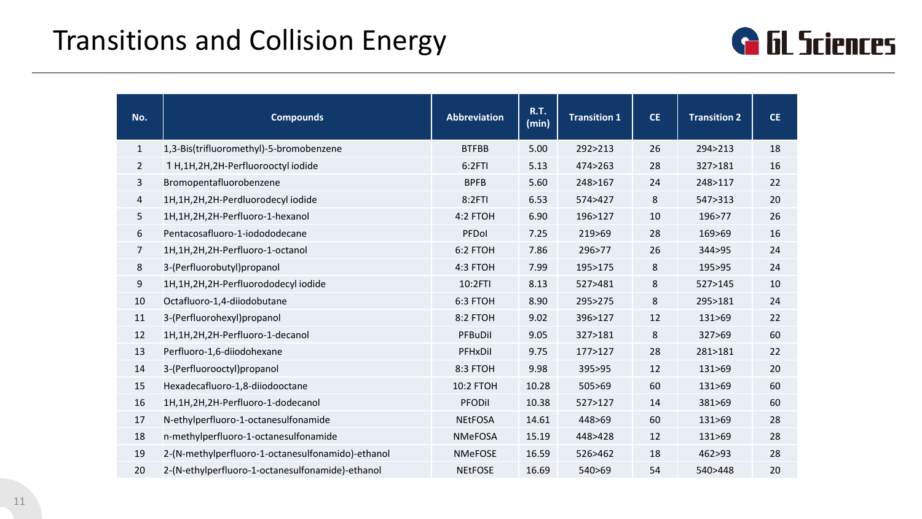# Transitions and Collision Energy

| No. | Compounds | Abbreviation | R.T. (min) | Transition 1 | CE | Transition 2 | CE |
|---|---|---|---|---|---|---|---|
| 1 | 1,3-Bis(trifluoromethyl)-5-bromobenzene | BTFBB | 5.00 | 292>213 | 26 | 294>213 | 18 |
| 2 | 1 H,1H,2H,2H-Perfluorooctyl iodide | 6:2FTI | 5.13 | 474>263 | 28 | 327>181 | 16 |
| 3 | Bromopentafluorobenzene | BPFB | 5.60 | 248>167 | 24 | 248>117 | 22 |
| 4 | 1H,1H,2H,2H-Perdluorodecyl iodide | 8:2FTI | 6.53 | 574>427 | 8 | 547>313 | 20 |
| 5 | 1H,1H,2H,2H-Perfluoro-1-hexanol | 4:2 FTOH | 6.90 | 196>127 | 10 | 196>77 | 26 |
| 6 | Pentacosafluoro-1-iodododecane | PFDoI | 7.25 | 219>69 | 28 | 169>69 | 16 |
| 7 | 1H,1H,2H,2H-Perfluoro-1-octanol | 6:2 FTOH | 7.86 | 296>77 | 26 | 344>95 | 24 |
| 8 | 3-(Perfluorobutyl)propanol | 4:3 FTOH | 7.99 | 195>175 | 8 | 195>95 | 24 |
| 9 | 1H,1H,2H,2H-Perfluorododecyl iodide | 10:2FTI | 8.13 | 527>481 | 8 | 527>145 | 10 |
| 10 | Octafluoro-1,4-diiodobutane | 6:3 FTOH | 8.90 | 295>275 | 8 | 295>181 | 24 |
| 11 | 3-(Perfluorohexyl)propanol | 8:2 FTOH | 9.02 | 396>127 | 12 | 131>69 | 22 |
| 12 | 1H,1H,2H,2H-Perfluoro-1-decanol | PFBuDiI | 9.05 | 327>181 | 8 | 327>69 | 60 |
| 13 | Perfluoro-1,6-diiodohexane | PFHxDiI | 9.75 | 177>127 | 28 | 281>181 | 22 |
| 14 | 3-(Perfluorooctyl)propanol | 8:3 FTOH | 9.98 | 395>95 | 12 | 131>69 | 20 |
| 15 | Hexadecafluoro-1,8-diiodooctane | 10:2 FTOH | 10.28 | 505>69 | 60 | 131>69 | 60 |
| 16 | 1H,1H,2H,2H-Perfluoro-1-dodecanol | PFODiI | 10.38 | 527>127 | 14 | 381>69 | 60 |
| 17 | N-ethylperfluoro-1-octanesulfonamide | NEtFOSA | 14.61 | 448>69 | 60 | 131>69 | 28 |
| 18 | n-methylperfluoro-1-octanesulfonamide | NMeFOSA | 15.19 | 448>428 | 12 | 131>69 | 28 |
| 19 | 2-(N-methylperfluoro-1-octanesulfonamido)-ethanol | NMeFOSE | 16.59 | 526>462 | 18 | 462>93 | 28 |
| 20 | 2-(N-ethylperfluoro-1-octanesulfonamide)-ethanol | NEtFOSE | 16.69 | 540>69 | 54 | 540>448 | 20 |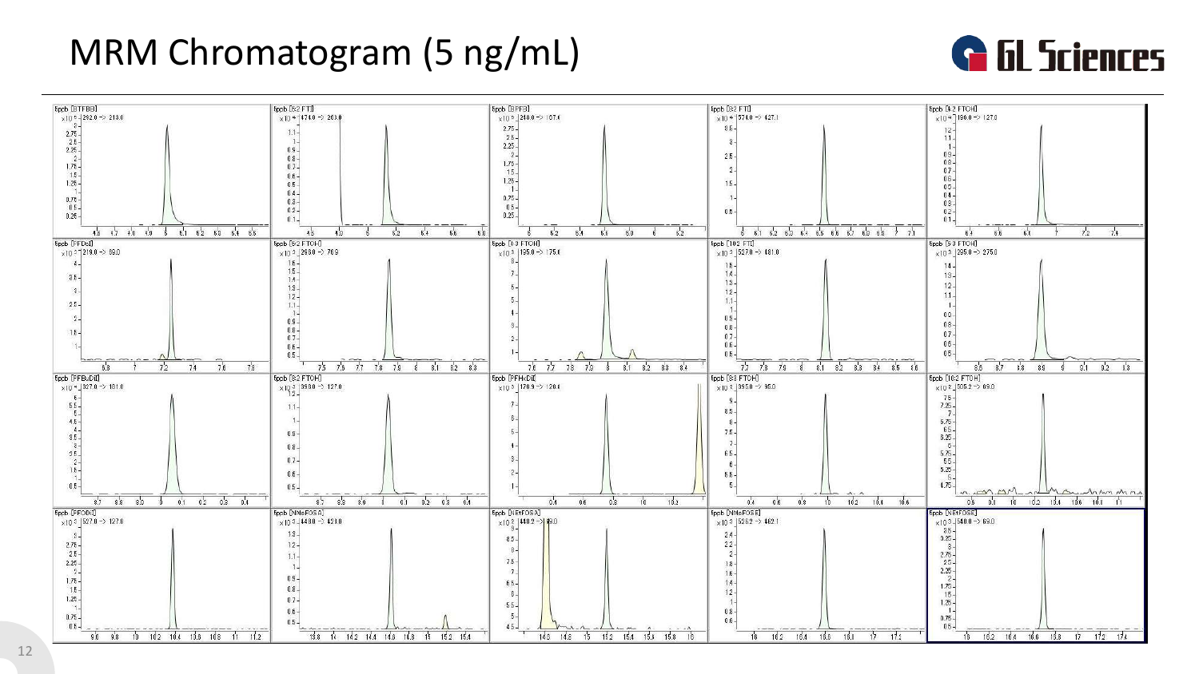# MRM Chromatogram (5 ng/mL)

5ppb [3TFBB] 292.0 -> 213.0

5ppb [5:2 FTI] 474.0 -> 203.0

5ppb [3PFB] 218.0 -> 107.4

5ppb [8:2 FTI] 574.0 -> 427.1

5ppb [4:2 FTOH] 190.0 -> 127.0

5ppb [PFDoI] 219.0 -> 69.0

5ppb [6:2 FTOH] 296.0 -> 70.9

5ppb [4:3 FTOH] 195.0 -> 175.0

5ppb [10:2 FTI] 527.0 -> 481.0

5ppb [5:3 FTOH] 295.0 -> 275.0

5ppb [PFBuDI] 327.0 -> 181.0

5ppb [8:2 FTOH] 399.0 -> 127.0

5ppb [PFHxDI] 170.9 -> 120.9

5ppb [6:3 FTOH] 395.0 -> 95.0

5ppb [10:2 FTOH] 505.2 -> 69.0

5ppb [PFODI] 527.0 -> 127.0

5ppb [NMeFOSA] 440.0 -> 420.0

5ppb [NEtFOSA] 448.2 -> 69.0

5ppb [NMeFOSE] 526.2 -> 462.1

5ppb [NEtFOSE] 540.0 -> 69.0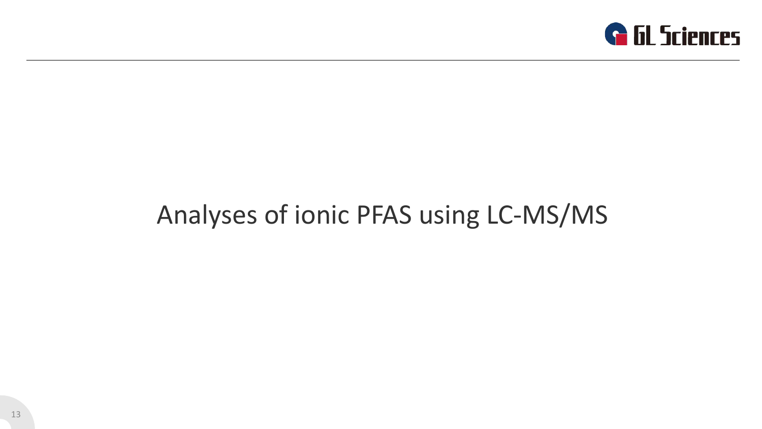# Analyses of ionic PFAS using LC-MS/MS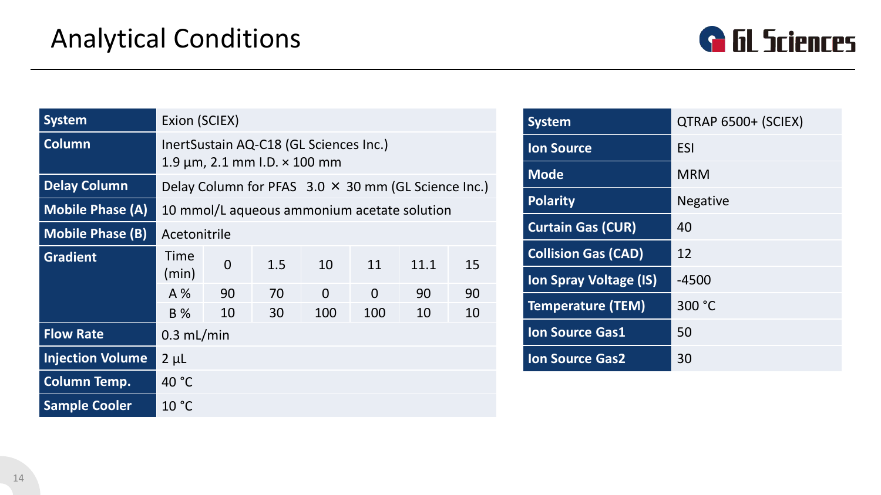# Analytical Conditions

| System | Exion (SCIEX) | | | | | |
|---|---|---|---|---|---|---|
| Column | InertSustain AQ-C18 (GL Sciences Inc.) 1.9 µm, 2.1 mm I.D. × 100 mm | | | | | |
| Delay Column | Delay Column for PFAS 3.0 × 30 mm (GL Science Inc.) | | | | | |
| Mobile Phase (A) | 10 mmol/L aqueous ammonium acetate solution | | | | | |
| Mobile Phase (B) | Acetonitrile | | | | | |
| Gradient | Time (min) | 0 | 1.5 | 10 | 11 | 11.1 | 15 |
| | A % | 90 | 70 | 0 | 0 | 90 | 90 |
| | B % | 10 | 30 | 100 | 100 | 10 | 10 |
| Flow Rate | 0.3 mL/min | | | | | |
| Injection Volume | 2 µL | | | | | |
| Column Temp. | 40 °C | | | | | |
| Sample Cooler | 10 °C | | | | | |

| System | QTRAP 6500+ (SCIEX) |
|---|---|
| Ion Source | ESI |
| Mode | MRM |
| Polarity | Negative |
| Curtain Gas (CUR) | 40 |
| Collision Gas (CAD) | 12 |
| Ion Spray Voltage (IS) | -4500 |
| Temperature (TEM) | 300 °C |
| Ion Source Gas1 | 50 |
| Ion Source Gas2 | 30 |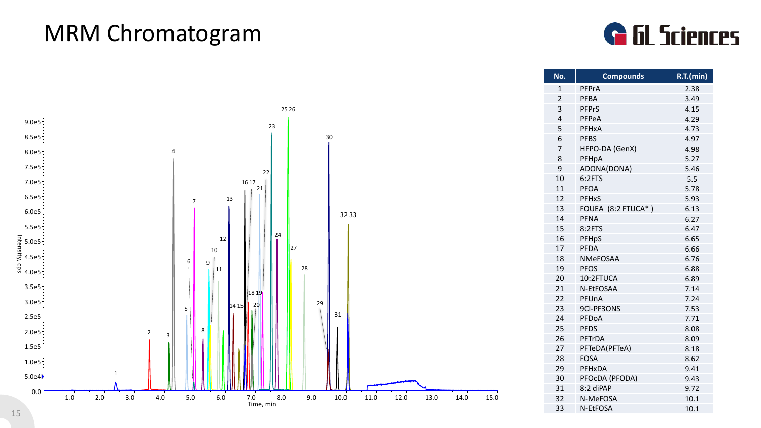# MRM Chromatogram

| No. | Compounds | R.T.(min) |
|---|---|---|
| 1 | PFPrA | 2.38 |
| 2 | PFBA | 3.49 |
| 3 | PFPrS | 4.15 |
| 4 | PFPeA | 4.29 |
| 5 | PFHxA | 4.73 |
| 6 | PFBS | 4.97 |
| 7 | HFPO-DA (GenX) | 4.98 |
| 8 | PFHpA | 5.27 |
| 9 | ADONA(DONA) | 5.46 |
| 10 | 6:2FTS | 5.5 |
| 11 | PFOA | 5.78 |
| 12 | PFHxS | 5.93 |
| 13 | FOUEA (8:2 FTUCA* ) | 6.13 |
| 14 | PFNA | 6.27 |
| 15 | 8:2FTS | 6.47 |
| 16 | PFHpS | 6.65 |
| 17 | PFDA | 6.66 |
| 18 | NMeFOSAA | 6.76 |
| 19 | PFOS | 6.88 |
| 20 | 10:2FTUCA | 6.89 |
| 21 | N-EtFOSAA | 7.14 |
| 22 | PFUnA | 7.24 |
| 23 | 9Cl-PF3ONS | 7.53 |
| 24 | PFDoA | 7.71 |
| 25 | PFDS | 8.08 |
| 26 | PFTrDA | 8.09 |
| 27 | PFTeDA(PFTeA) | 8.18 |
| 28 | FOSA | 8.62 |
| 29 | PFHxDA | 9.41 |
| 30 | PFOcDA (PFODA) | 9.43 |
| 31 | 8:2 diPAP | 9.72 |
| 32 | N-MeFOSA | 10.1 |
| 33 | N-EtFOSA | 10.1 |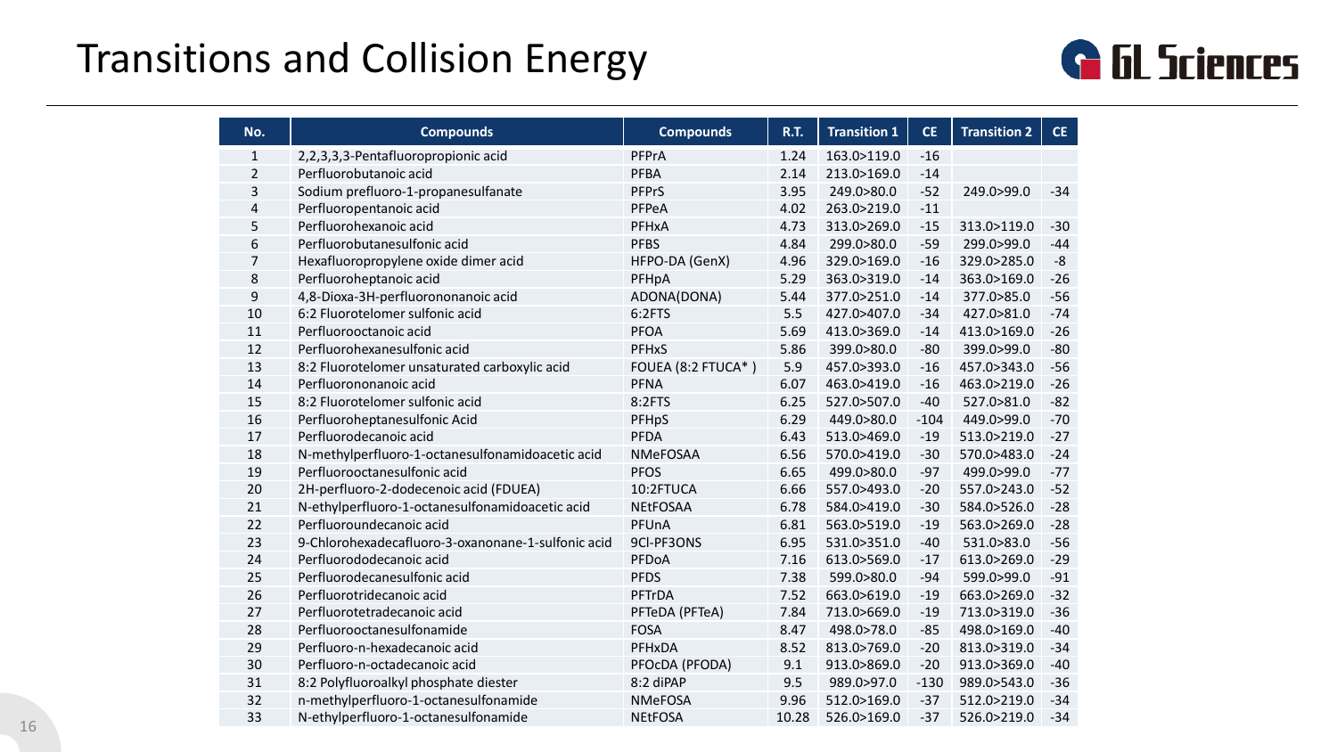# Transitions and Collision Energy

| No. | Compounds | Compounds | R.T. | Transition 1 | CE | Transition 2 | CE |
|---|---|---|---|---|---|---|---|
| 1 | 2,2,3,3,3-Pentafluoropropionic acid | PFPrA | 1.24 | 163.0>119.0 | -16 | | |
| 2 | Perfluorobutanoic acid | PFBA | 2.14 | 213.0>169.0 | -14 | | |
| 3 | Sodium prefluoro-1-propanesulfanate | PFPrS | 3.95 | 249.0>80.0 | -52 | 249.0>99.0 | -34 |
| 4 | Perfluoropentanoic acid | PFPeA | 4.02 | 263.0>219.0 | -11 | | |
| 5 | Perfluorohexanoic acid | PFHxA | 4.73 | 313.0>269.0 | -15 | 313.0>119.0 | -30 |
| 6 | Perfluorobutanesulfonic acid | PFBS | 4.84 | 299.0>80.0 | -59 | 299.0>99.0 | -44 |
| 7 | Hexafluoropropylene oxide dimer acid | HFPO-DA (GenX) | 4.96 | 329.0>169.0 | -16 | 329.0>285.0 | -8 |
| 8 | Perfluoroheptanoic acid | PFHpA | 5.29 | 363.0>319.0 | -14 | 363.0>169.0 | -26 |
| 9 | 4,8-Dioxa-3H-perfluorononanoic acid | ADONA(DONA) | 5.44 | 377.0>251.0 | -14 | 377.0>85.0 | -56 |
| 10 | 6:2 Fluorotelomer sulfonic acid | 6:2FTS | 5.5 | 427.0>407.0 | -34 | 427.0>81.0 | -74 |
| 11 | Perfluorooctanoic acid | PFOA | 5.69 | 413.0>369.0 | -14 | 413.0>169.0 | -26 |
| 12 | Perfluorohexanesulfonic acid | PFHxS | 5.86 | 399.0>80.0 | -80 | 399.0>99.0 | -80 |
| 13 | 8:2 Fluorotelomer unsaturated carboxylic acid | FOUEA (8:2 FTUCA* ) | 5.9 | 457.0>393.0 | -16 | 457.0>343.0 | -56 |
| 14 | Perfluorononanoic acid | PFNA | 6.07 | 463.0>419.0 | -16 | 463.0>219.0 | -26 |
| 15 | 8:2 Fluorotelomer sulfonic acid | 8:2FTS | 6.25 | 527.0>507.0 | -40 | 527.0>81.0 | -82 |
| 16 | Perfluoroheptanesulfonic Acid | PFHpS | 6.29 | 449.0>80.0 | -104 | 449.0>99.0 | -70 |
| 17 | Perfluorodecanoic acid | PFDA | 6.43 | 513.0>469.0 | -19 | 513.0>219.0 | -27 |
| 18 | N-methylperfluoro-1-octanesulfonamidoacetic acid | NMeFOSAA | 6.56 | 570.0>419.0 | -30 | 570.0>483.0 | -24 |
| 19 | Perfluorooctanesulfonic acid | PFOS | 6.65 | 499.0>80.0 | -97 | 499.0>99.0 | -77 |
| 20 | 2H-perfluoro-2-dodecenoic acid (FDUEA) | 10:2FTUCA | 6.66 | 557.0>493.0 | -20 | 557.0>243.0 | -52 |
| 21 | N-ethylperfluoro-1-octanesulfonamidoacetic acid | NEtFOSAA | 6.78 | 584.0>419.0 | -30 | 584.0>526.0 | -28 |
| 22 | Perfluoroundecanoic acid | PFUnA | 6.81 | 563.0>519.0 | -19 | 563.0>269.0 | -28 |
| 23 | 9-Chlorohexadecafluoro-3-oxanonane-1-sulfonic acid | 9Cl-PF3ONS | 6.95 | 531.0>351.0 | -40 | 531.0>83.0 | -56 |
| 24 | Perfluorododecanoic acid | PFDoA | 7.16 | 613.0>569.0 | -17 | 613.0>269.0 | -29 |
| 25 | Perfluorodecanesulfonic acid | PFDS | 7.38 | 599.0>80.0 | -94 | 599.0>99.0 | -91 |
| 26 | Perfluorotridecanoic acid | PFTrDA | 7.52 | 663.0>619.0 | -19 | 663.0>269.0 | -32 |
| 27 | Perfluorotetradecanoic acid | PFTeDA (PFTeA) | 7.84 | 713.0>669.0 | -19 | 713.0>319.0 | -36 |
| 28 | Perfluorooctanesulfonamide | FOSA | 8.47 | 498.0>78.0 | -85 | 498.0>169.0 | -40 |
| 29 | Perfluoro-n-hexadecanoic acid | PFHxDA | 8.52 | 813.0>769.0 | -20 | 813.0>319.0 | -34 |
| 30 | Perfluoro-n-octadecanoic acid | PFOcDA (PFODA) | 9.1 | 913.0>869.0 | -20 | 913.0>369.0 | -40 |
| 31 | 8:2 Polyfluoroalkyl phosphate diester | 8:2 diPAP | 9.5 | 989.0>97.0 | -130 | 989.0>543.0 | -36 |
| 32 | n-methylperfluoro-1-octanesulfonamide | NMeFOSA | 9.96 | 512.0>169.0 | -37 | 512.0>219.0 | -34 |
| 33 | N-ethylperfluoro-1-octanesulfonamide | NEtFOSA | 10.28 | 526.0>169.0 | -37 | 526.0>219.0 | -34 |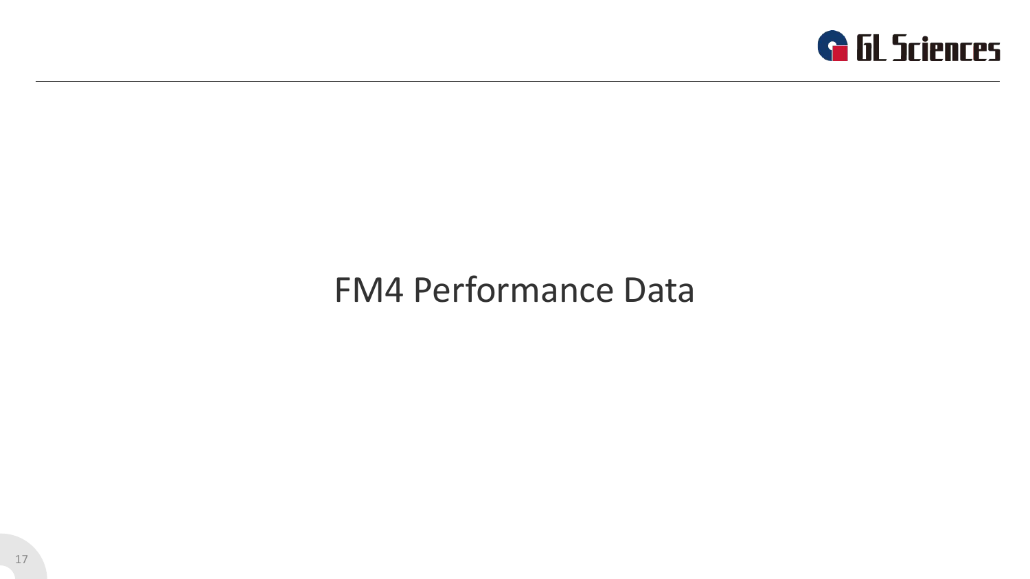# FM4 Performance Data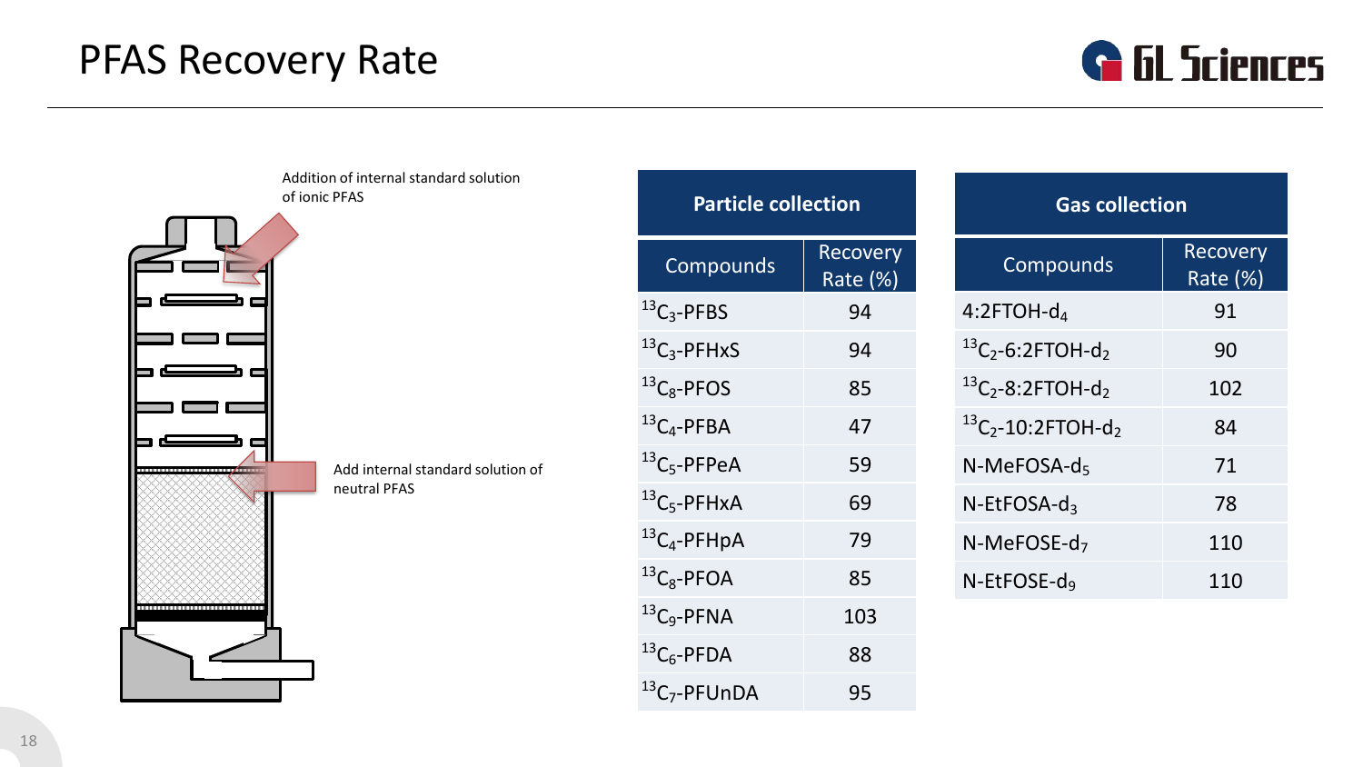# PFAS Recovery Rate

Addition of internal standard solution of ionic PFAS

Add internal standard solution of neutral PFAS

| Particle collection | |
|---|---|
| Compounds | Recovery Rate (%) |
| $^{13}C_3$-PFBS | 94 |
| $^{13}C_3$-PFHxS | 94 |
| $^{13}C_8$-PFOS | 85 |
| $^{13}C_4$-PFBA | 47 |
| $^{13}C_5$-PFPeA | 59 |
| $^{13}C_5$-PFHxA | 69 |
| $^{13}C_4$-PFHpA | 79 |
| $^{13}C_8$-PFOA | 85 |
| $^{13}C_9$-PFNA | 103 |
| $^{13}C_6$-PFDA | 88 |
| $^{13}C_7$-PFUnDA | 95 |

| Gas collection | |
|---|---|
| Compounds | Recovery Rate (%) |
| 4:2FTOH-$d_4$ | 91 |
| $^{13}C_2$-6:2FTOH-$d_2$ | 90 |
| $^{13}C_2$-8:2FTOH-$d_2$ | 102 |
| $^{13}C_2$-10:2FTOH-$d_2$ | 84 |
| N-MeFOSA-$d_5$ | 71 |
| N-EtFOSA-$d_3$ | 78 |
| N-MeFOSE-$d_7$ | 110 |
| N-EtFOSE-$d_9$ | 110 |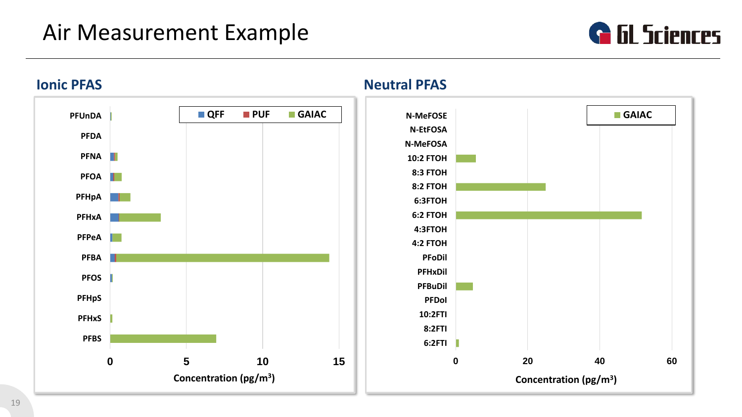# Air Measurement Example

## Ionic PFAS

QFF | PUF | GAIAC

PFUnDA
PFDA
PFNA
PFOA
PFHpA
PFHxA
PFPeA
PFBA
PFOS
PFHpS
PFHxS
PFBS

0 | 5 | 10 | 15

Concentration (pg/m³)

## Neutral PFAS

GAIAC

N-MeFOSE
N-EtFOSA
N-MeFOSA
10:2 FTOH
8:3 FTOH
8:2 FTOH
6:3FTOH
6:2 FTOH
4:3FTOH
4:2 FTOH
PFoDil
PFHxDil
PFBuDil
PFDol
10:2FTI
8:2FTI
6:2FTI

0 | 20 | 40 | 60

Concentration (pg/m³)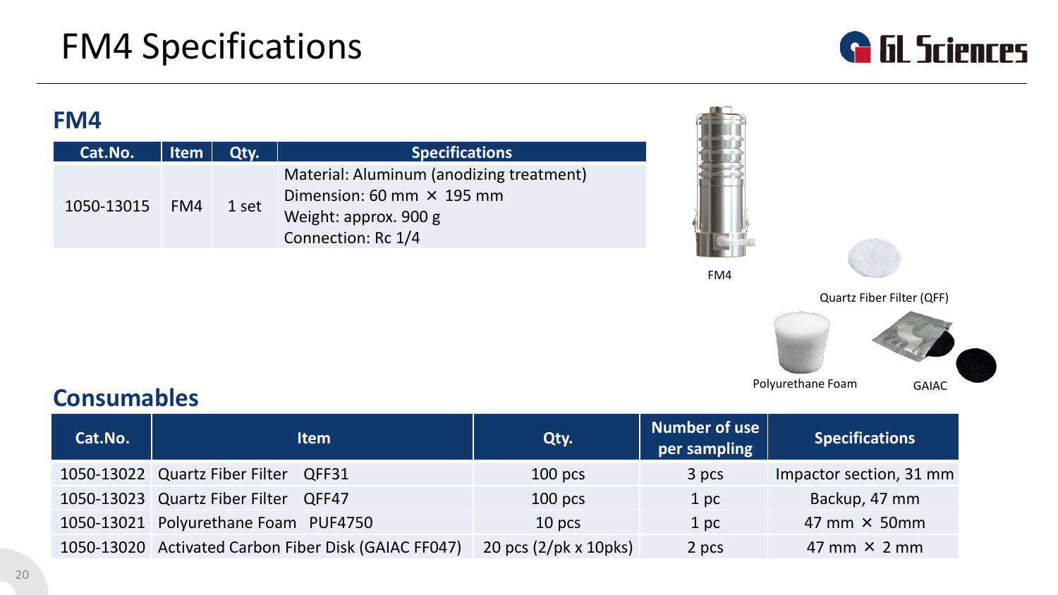# FM4 Specifications

## FM4

| Cat.No. | Item | Qty. | Specifications |
|---|---|---|---|
| 1050-13015 | FM4 | 1 set | Material: Aluminum (anodizing treatment)<br>Dimension: 60 mm × 195 mm<br>Weight: approx. 900 g<br>Connection: Rc 1/4 |

FM4

Quartz Fiber Filter (QFF)

Polyurethane Foam

GAIAC

## Consumables

| Cat.No. | Item | Qty. | Number of use per sampling | Specifications |
|---|---|---|---|---|
| 1050-13022 | Quartz Fiber Filter QFF31 | 100 pcs | 3 pcs | Impactor section, 31 mm |
| 1050-13023 | Quartz Fiber Filter QFF47 | 100 pcs | 1 pc | Backup, 47 mm |
| 1050-13021 | Polyurethane Foam PUF4750 | 10 pcs | 1 pc | 47 mm × 50mm |
| 1050-13020 | Activated Carbon Fiber Disk (GAIAC FF047) | 20 pcs (2/pk x 10pks) | 2 pcs | 47 mm × 2 mm |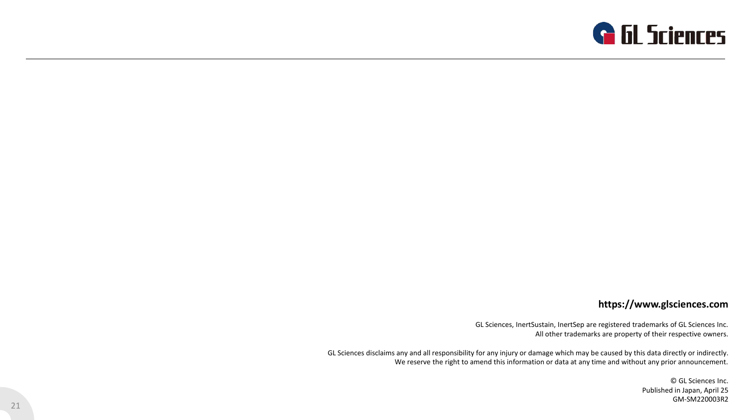**https://www.glsciences.com**

GL Sciences, InertSustain, InertSep are registered trademarks of GL Sciences Inc.
All other trademarks are property of their respective owners.

GL Sciences disclaims any and all responsibility for any injury or damage which may be caused by this data directly or indirectly.
We reserve the right to amend this information or data at any time and without any prior announcement.

© GL Sciences Inc.
Published in Japan, April 25
GM-SM220003R2